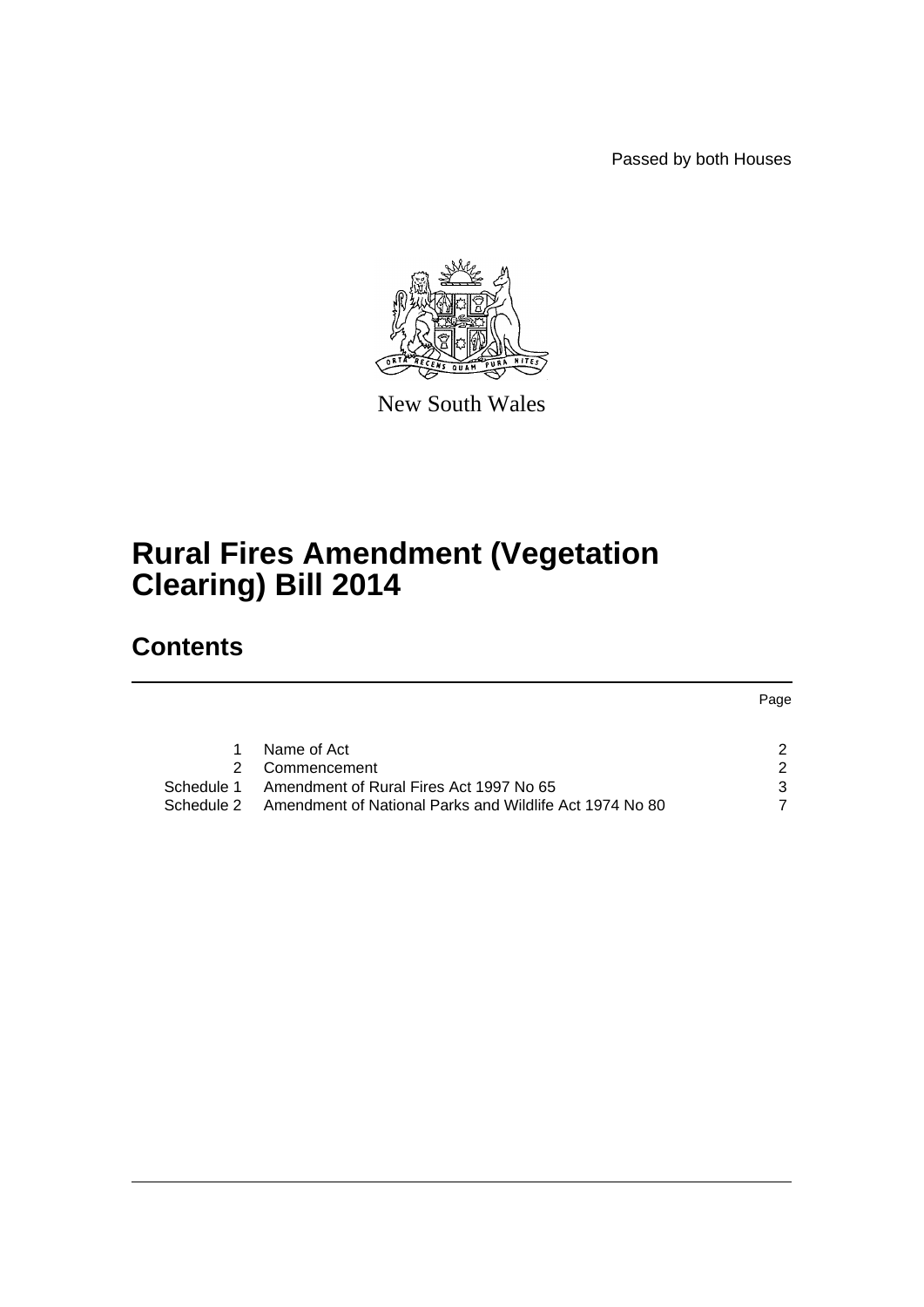Passed by both Houses

New South Wales

# Rural Fires Amendment (Vegetation Clearing) Bill 2014

## Contents

| | | Page |
|---|---|---|
| 1 | Name of Act | 2 |
| 2 | Commencement | 2 |
| Schedule 1 | Amendment of Rural Fires Act 1997 No 65 | 3 |
| Schedule 2 | Amendment of National Parks and Wildlife Act 1974 No 80 | 7 |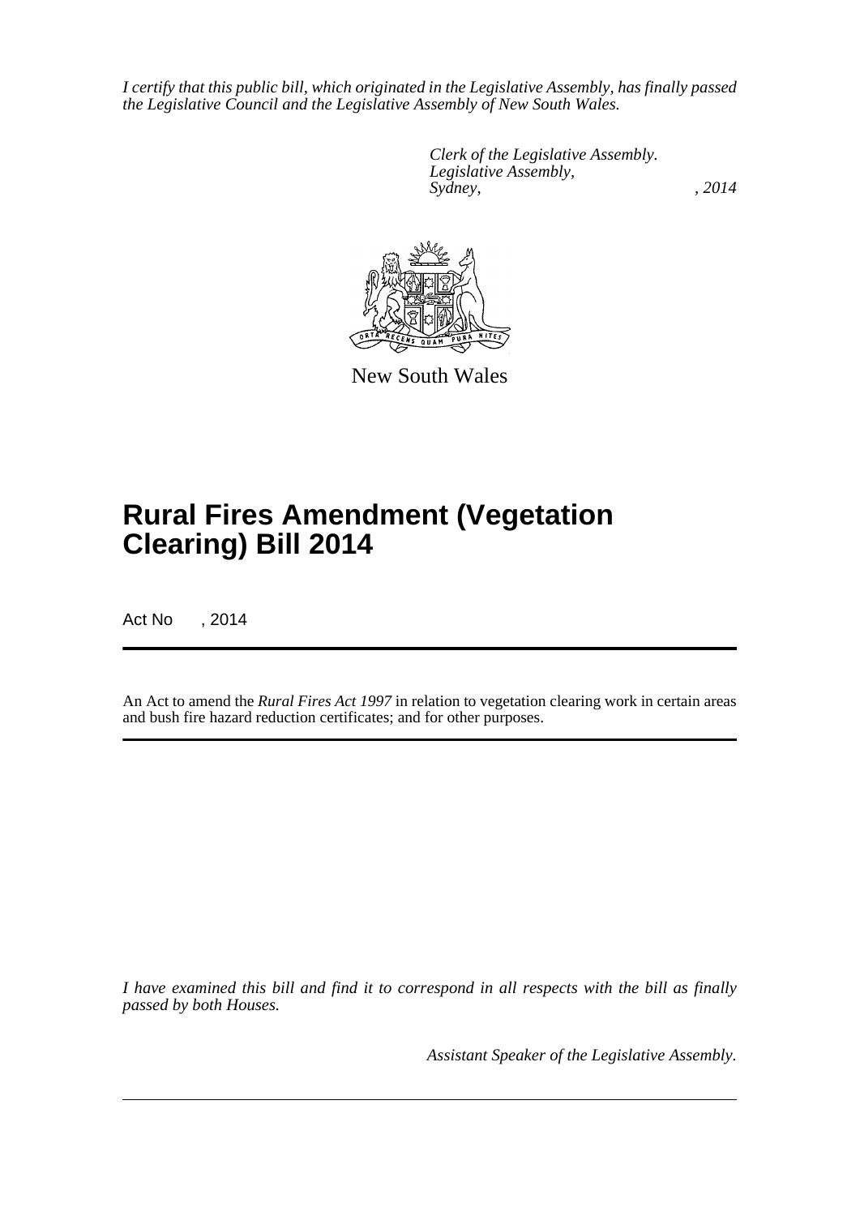*I certify that this public bill, which originated in the Legislative Assembly, has finally passed the Legislative Council and the Legislative Assembly of New South Wales.*

*Clerk of the Legislative Assembly.*
*Legislative Assembly,*
*Sydney, , 2014*

New South Wales

# Rural Fires Amendment (Vegetation Clearing) Bill 2014

Act No , 2014

An Act to amend the *Rural Fires Act 1997* in relation to vegetation clearing work in certain areas and bush fire hazard reduction certificates; and for other purposes.

*I have examined this bill and find it to correspond in all respects with the bill as finally passed by both Houses.*

*Assistant Speaker of the Legislative Assembly.*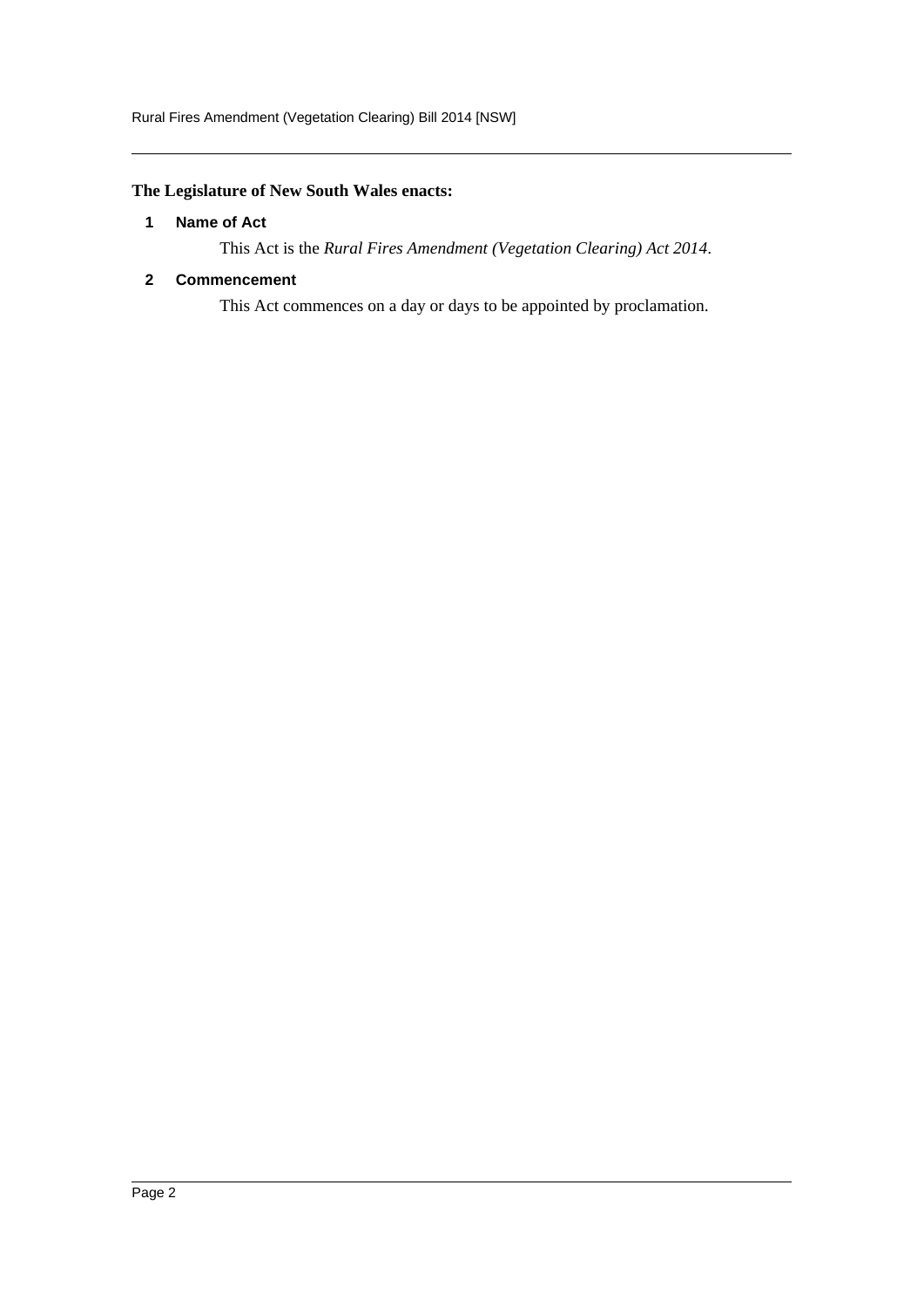**The Legislature of New South Wales enacts:**

### 1 Name of Act

This Act is the *Rural Fires Amendment (Vegetation Clearing) Act 2014*.

### 2 Commencement

This Act commences on a day or days to be appointed by proclamation.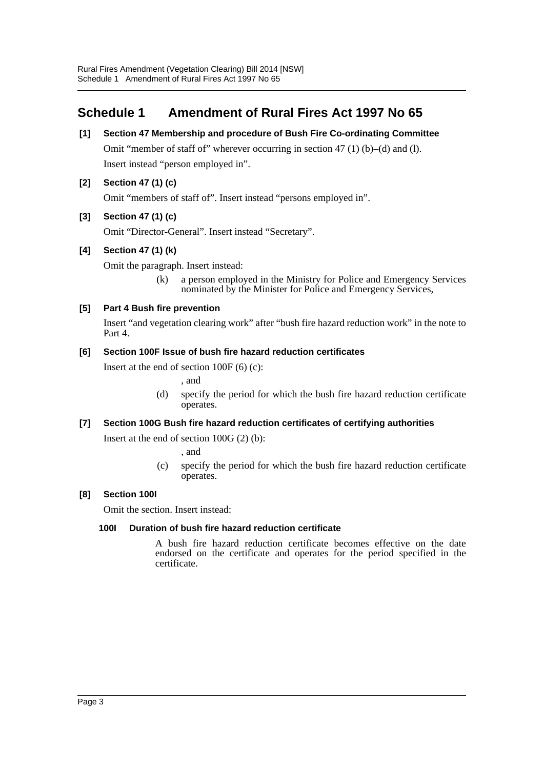# Schedule 1 Amendment of Rural Fires Act 1997 No 65

**[1] Section 47 Membership and procedure of Bush Fire Co-ordinating Committee**

Omit "member of staff of" wherever occurring in section 47 (1) (b)–(d) and (l).

Insert instead "person employed in".

**[2] Section 47 (1) (c)**

Omit "members of staff of". Insert instead "persons employed in".

**[3] Section 47 (1) (c)**

Omit "Director-General". Insert instead "Secretary".

**[4] Section 47 (1) (k)**

Omit the paragraph. Insert instead:

> (k) a person employed in the Ministry for Police and Emergency Services nominated by the Minister for Police and Emergency Services,

**[5] Part 4 Bush fire prevention**

Insert "and vegetation clearing work" after "bush fire hazard reduction work" in the note to Part 4.

**[6] Section 100F Issue of bush fire hazard reduction certificates**

Insert at the end of section 100F (6) (c):

> , and
>
> (d) specify the period for which the bush fire hazard reduction certificate operates.

**[7] Section 100G Bush fire hazard reduction certificates of certifying authorities**

Insert at the end of section 100G (2) (b):

> , and
>
> (c) specify the period for which the bush fire hazard reduction certificate operates.

**[8] Section 100I**

Omit the section. Insert instead:

> **100I Duration of bush fire hazard reduction certificate**
>
> A bush fire hazard reduction certificate becomes effective on the date endorsed on the certificate and operates for the period specified in the certificate.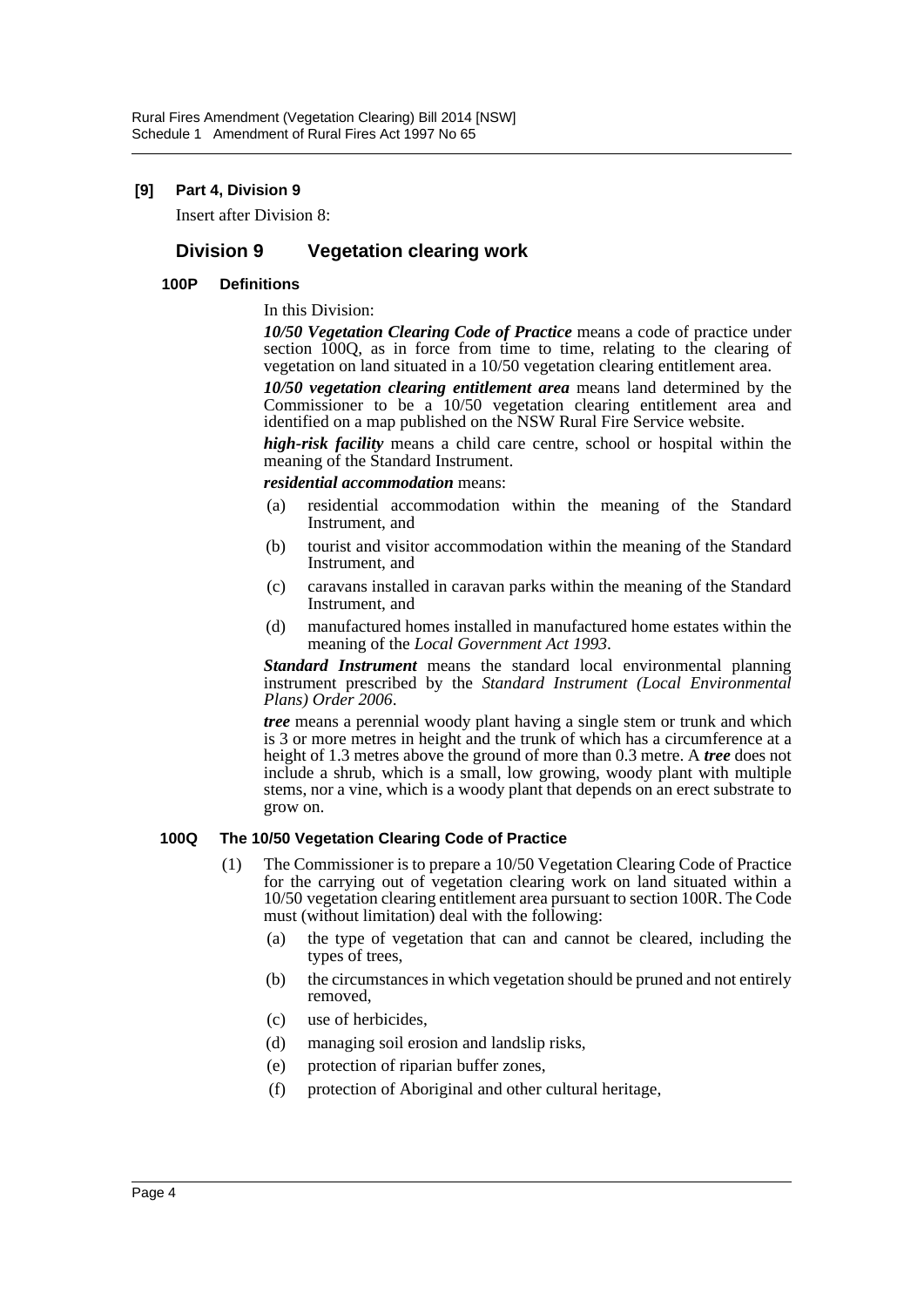**[9] Part 4, Division 9**

Insert after Division 8:

## Division 9 Vegetation clearing work

### 100P Definitions

In this Division:

***10/50 Vegetation Clearing Code of Practice*** means a code of practice under section 100Q, as in force from time to time, relating to the clearing of vegetation on land situated in a 10/50 vegetation clearing entitlement area.

***10/50 vegetation clearing entitlement area*** means land determined by the Commissioner to be a 10/50 vegetation clearing entitlement area and identified on a map published on the NSW Rural Fire Service website.

***high-risk facility*** means a child care centre, school or hospital within the meaning of the Standard Instrument.

***residential accommodation*** means:

- (a) residential accommodation within the meaning of the Standard Instrument, and
- (b) tourist and visitor accommodation within the meaning of the Standard Instrument, and
- (c) caravans installed in caravan parks within the meaning of the Standard Instrument, and
- (d) manufactured homes installed in manufactured home estates within the meaning of the *Local Government Act 1993*.

***Standard Instrument*** means the standard local environmental planning instrument prescribed by the *Standard Instrument (Local Environmental Plans) Order 2006*.

***tree*** means a perennial woody plant having a single stem or trunk and which is 3 or more metres in height and the trunk of which has a circumference at a height of 1.3 metres above the ground of more than 0.3 metre. A ***tree*** does not include a shrub, which is a small, low growing, woody plant with multiple stems, nor a vine, which is a woody plant that depends on an erect substrate to grow on.

### 100Q The 10/50 Vegetation Clearing Code of Practice

(1) The Commissioner is to prepare a 10/50 Vegetation Clearing Code of Practice for the carrying out of vegetation clearing work on land situated within a 10/50 vegetation clearing entitlement area pursuant to section 100R. The Code must (without limitation) deal with the following:

- (a) the type of vegetation that can and cannot be cleared, including the types of trees,
- (b) the circumstances in which vegetation should be pruned and not entirely removed,
- (c) use of herbicides,
- (d) managing soil erosion and landslip risks,
- (e) protection of riparian buffer zones,
- (f) protection of Aboriginal and other cultural heritage,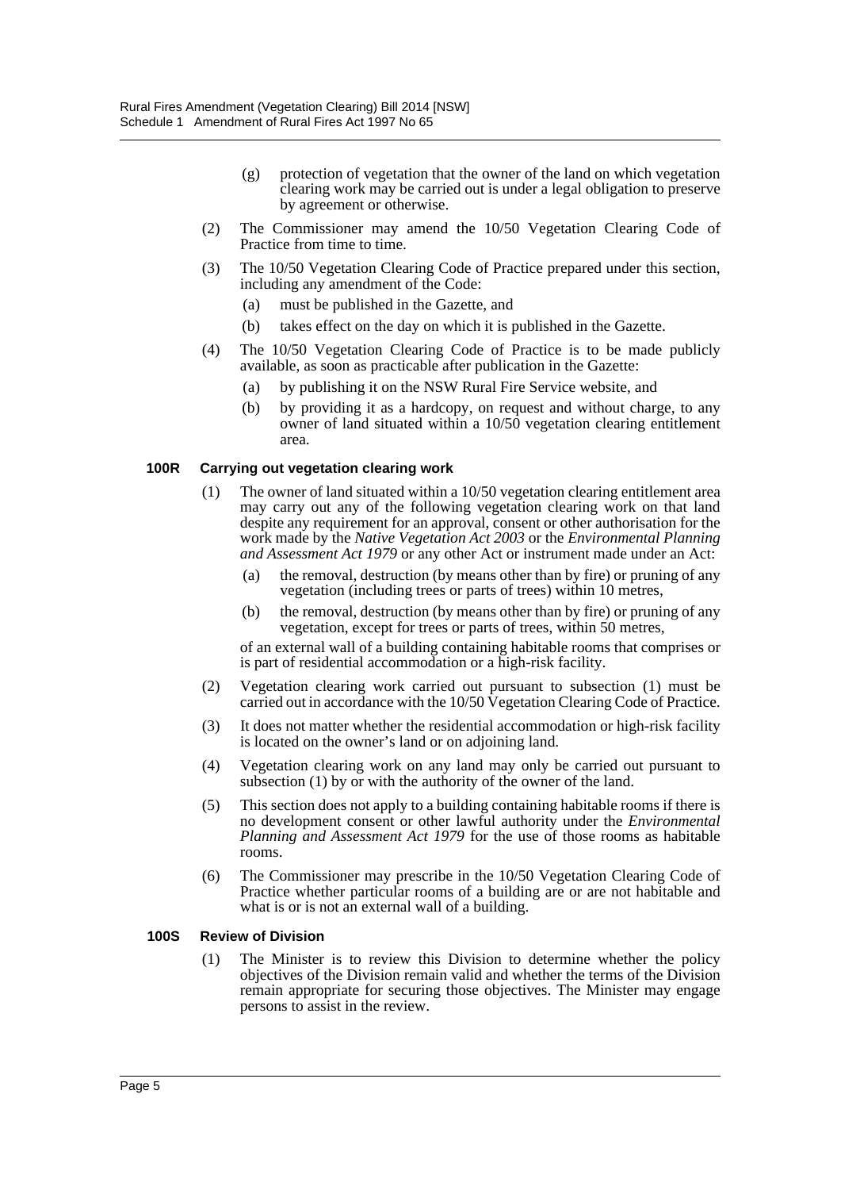(g) protection of vegetation that the owner of the land on which vegetation clearing work may be carried out is under a legal obligation to preserve by agreement or otherwise.

(2) The Commissioner may amend the 10/50 Vegetation Clearing Code of Practice from time to time.

(3) The 10/50 Vegetation Clearing Code of Practice prepared under this section, including any amendment of the Code:

(a) must be published in the Gazette, and

(b) takes effect on the day on which it is published in the Gazette.

(4) The 10/50 Vegetation Clearing Code of Practice is to be made publicly available, as soon as practicable after publication in the Gazette:

(a) by publishing it on the NSW Rural Fire Service website, and

(b) by providing it as a hardcopy, on request and without charge, to any owner of land situated within a 10/50 vegetation clearing entitlement area.

**100R Carrying out vegetation clearing work**

(1) The owner of land situated within a 10/50 vegetation clearing entitlement area may carry out any of the following vegetation clearing work on that land despite any requirement for an approval, consent or other authorisation for the work made by the *Native Vegetation Act 2003* or the *Environmental Planning and Assessment Act 1979* or any other Act or instrument made under an Act:

(a) the removal, destruction (by means other than by fire) or pruning of any vegetation (including trees or parts of trees) within 10 metres,

(b) the removal, destruction (by means other than by fire) or pruning of any vegetation, except for trees or parts of trees, within 50 metres,

of an external wall of a building containing habitable rooms that comprises or is part of residential accommodation or a high-risk facility.

(2) Vegetation clearing work carried out pursuant to subsection (1) must be carried out in accordance with the 10/50 Vegetation Clearing Code of Practice.

(3) It does not matter whether the residential accommodation or high-risk facility is located on the owner's land or on adjoining land.

(4) Vegetation clearing work on any land may only be carried out pursuant to subsection (1) by or with the authority of the owner of the land.

(5) This section does not apply to a building containing habitable rooms if there is no development consent or other lawful authority under the *Environmental Planning and Assessment Act 1979* for the use of those rooms as habitable rooms.

(6) The Commissioner may prescribe in the 10/50 Vegetation Clearing Code of Practice whether particular rooms of a building are or are not habitable and what is or is not an external wall of a building.

**100S Review of Division**

(1) The Minister is to review this Division to determine whether the policy objectives of the Division remain valid and whether the terms of the Division remain appropriate for securing those objectives. The Minister may engage persons to assist in the review.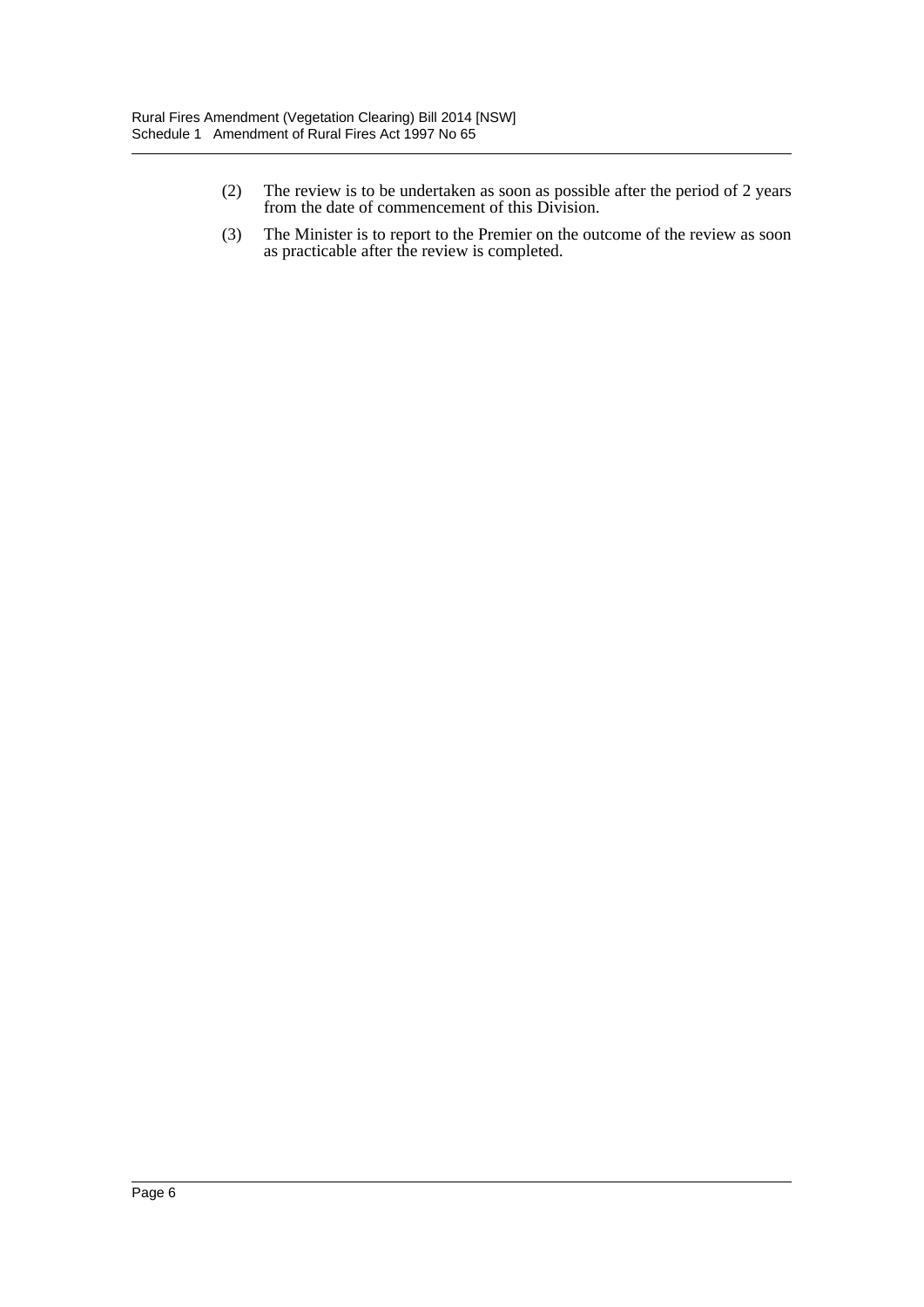(2) The review is to be undertaken as soon as possible after the period of 2 years from the date of commencement of this Division.

(3) The Minister is to report to the Premier on the outcome of the review as soon as practicable after the review is completed.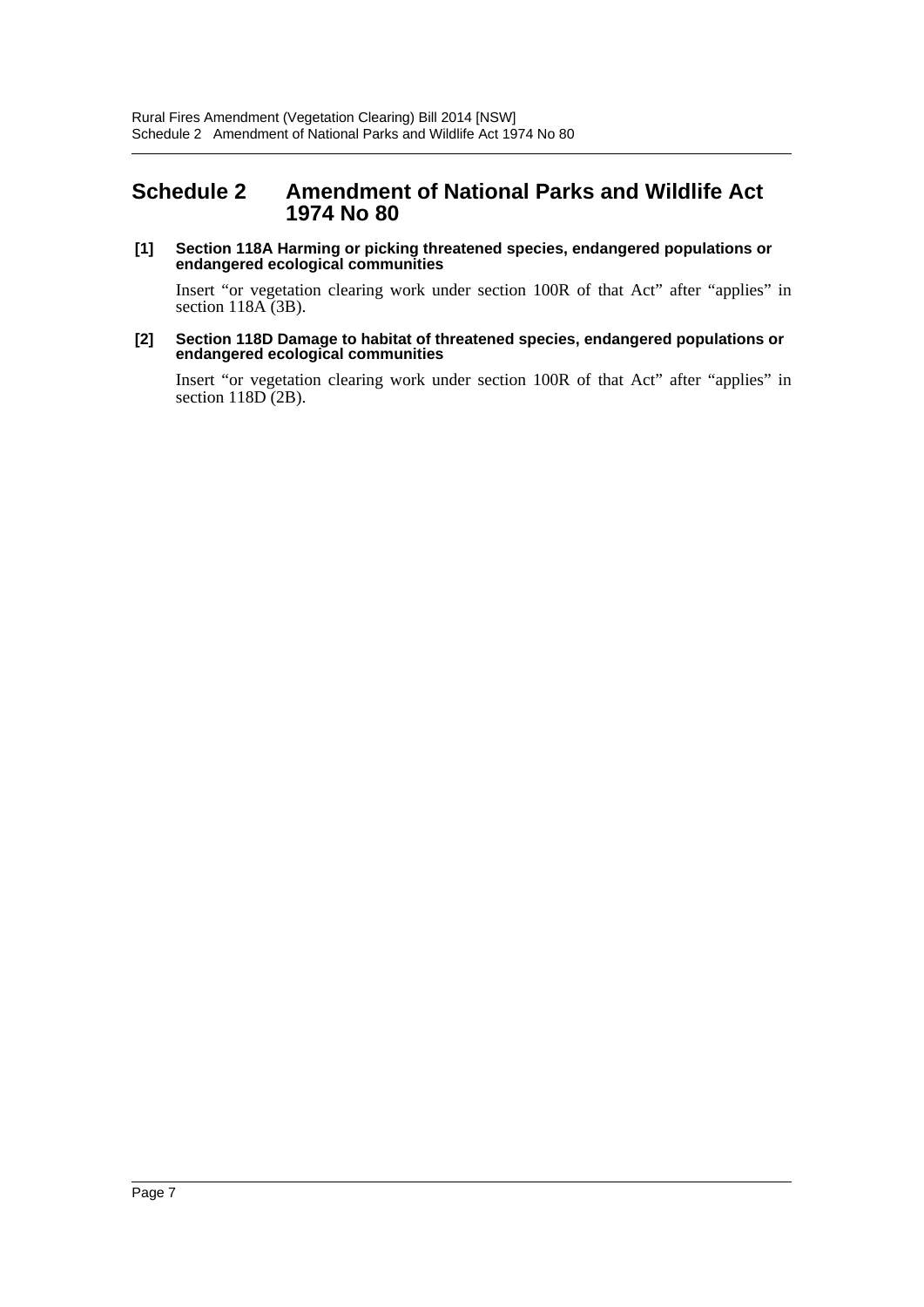## Schedule 2 Amendment of National Parks and Wildlife Act 1974 No 80

**[1] Section 118A Harming or picking threatened species, endangered populations or endangered ecological communities**

Insert "or vegetation clearing work under section 100R of that Act" after "applies" in section 118A (3B).

**[2] Section 118D Damage to habitat of threatened species, endangered populations or endangered ecological communities**

Insert "or vegetation clearing work under section 100R of that Act" after "applies" in section 118D (2B).